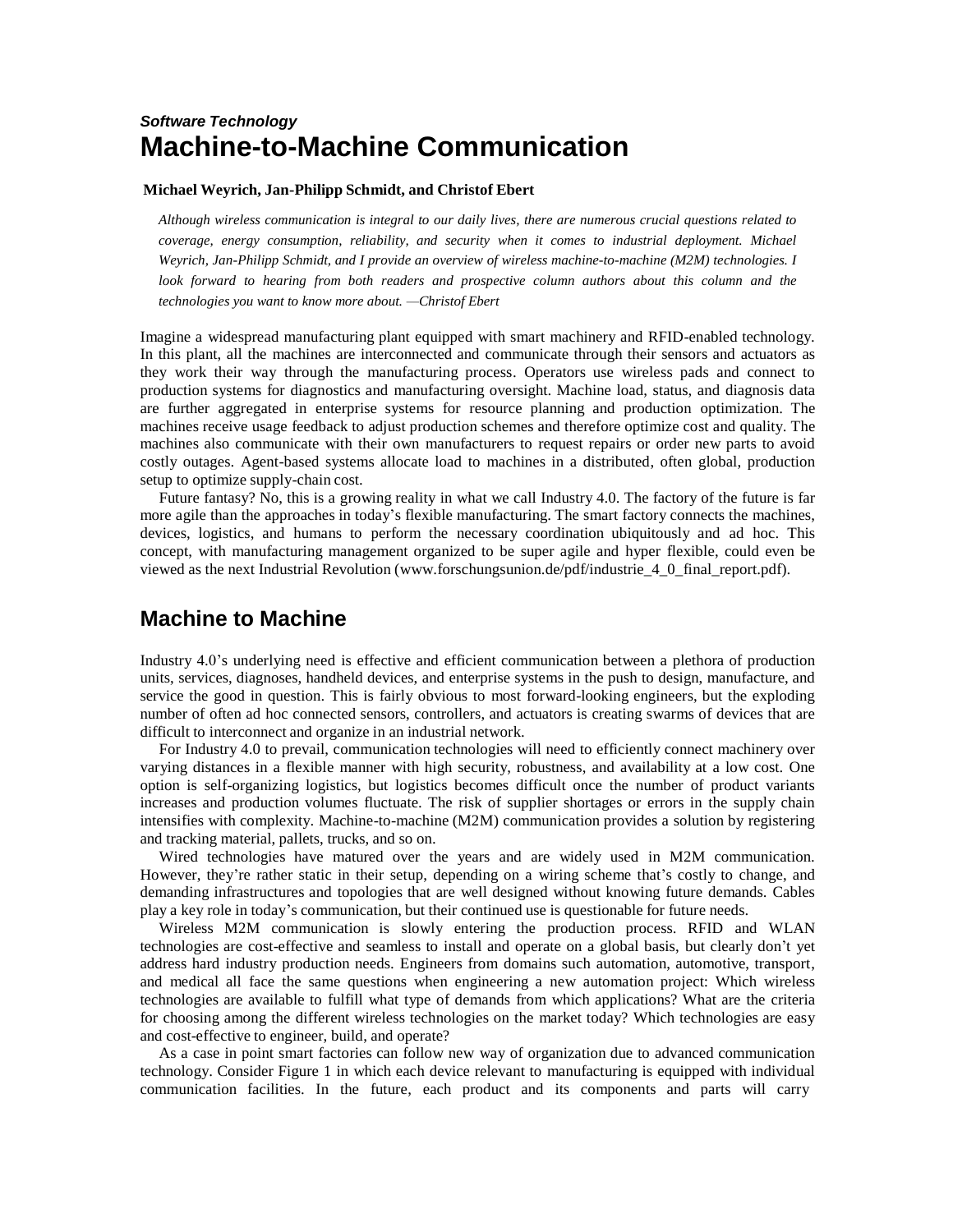***Software Technology***

# Machine-to-Machine Communication

**Michael Weyrich, Jan-Philipp Schmidt, and Christof Ebert**

*Although wireless communication is integral to our daily lives, there are numerous crucial questions related to coverage, energy consumption, reliability, and security when it comes to industrial deployment. Michael Weyrich, Jan-Philipp Schmidt, and I provide an overview of wireless machine-to-machine (M2M) technologies. I look forward to hearing from both readers and prospective column authors about this column and the technologies you want to know more about. —Christof Ebert*

Imagine a widespread manufacturing plant equipped with smart machinery and RFID-enabled technology. In this plant, all the machines are interconnected and communicate through their sensors and actuators as they work their way through the manufacturing process. Operators use wireless pads and connect to production systems for diagnostics and manufacturing oversight. Machine load, status, and diagnosis data are further aggregated in enterprise systems for resource planning and production optimization. The machines receive usage feedback to adjust production schemes and therefore optimize cost and quality. The machines also communicate with their own manufacturers to request repairs or order new parts to avoid costly outages. Agent-based systems allocate load to machines in a distributed, often global, production setup to optimize supply-chain cost.

Future fantasy? No, this is a growing reality in what we call Industry 4.0. The factory of the future is far more agile than the approaches in today's flexible manufacturing. The smart factory connects the machines, devices, logistics, and humans to perform the necessary coordination ubiquitously and ad hoc. This concept, with manufacturing management organized to be super agile and hyper flexible, could even be viewed as the next Industrial Revolution (www.forschungsunion.de/pdf/industrie_4_0_final_report.pdf).

## Machine to Machine

Industry 4.0's underlying need is effective and efficient communication between a plethora of production units, services, diagnoses, handheld devices, and enterprise systems in the push to design, manufacture, and service the good in question. This is fairly obvious to most forward-looking engineers, but the exploding number of often ad hoc connected sensors, controllers, and actuators is creating swarms of devices that are difficult to interconnect and organize in an industrial network.

For Industry 4.0 to prevail, communication technologies will need to efficiently connect machinery over varying distances in a flexible manner with high security, robustness, and availability at a low cost. One option is self-organizing logistics, but logistics becomes difficult once the number of product variants increases and production volumes fluctuate. The risk of supplier shortages or errors in the supply chain intensifies with complexity. Machine-to-machine (M2M) communication provides a solution by registering and tracking material, pallets, trucks, and so on.

Wired technologies have matured over the years and are widely used in M2M communication. However, they're rather static in their setup, depending on a wiring scheme that's costly to change, and demanding infrastructures and topologies that are well designed without knowing future demands. Cables play a key role in today's communication, but their continued use is questionable for future needs.

Wireless M2M communication is slowly entering the production process. RFID and WLAN technologies are cost-effective and seamless to install and operate on a global basis, but clearly don't yet address hard industry production needs. Engineers from domains such automation, automotive, transport, and medical all face the same questions when engineering a new automation project: Which wireless technologies are available to fulfill what type of demands from which applications? What are the criteria for choosing among the different wireless technologies on the market today? Which technologies are easy and cost-effective to engineer, build, and operate?

As a case in point smart factories can follow new way of organization due to advanced communication technology. Consider Figure 1 in which each device relevant to manufacturing is equipped with individual communication facilities. In the future, each product and its components and parts will carry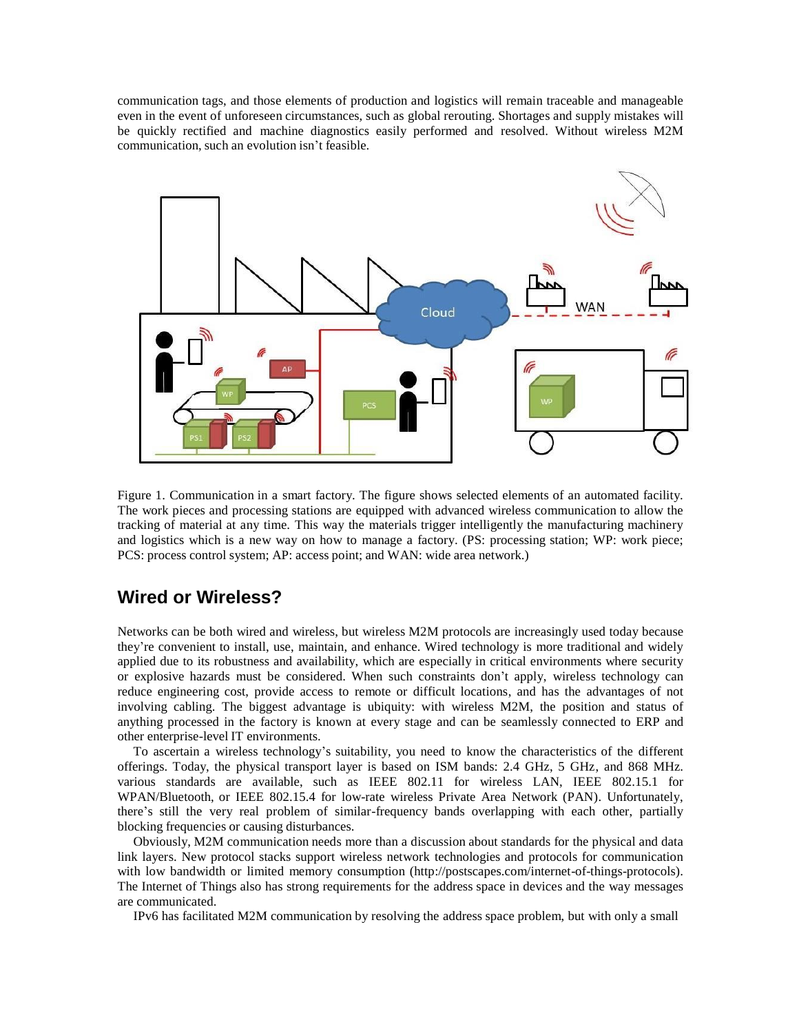communication tags, and those elements of production and logistics will remain traceable and manageable even in the event of unforeseen circumstances, such as global rerouting. Shortages and supply mistakes will be quickly rectified and machine diagnostics easily performed and resolved. Without wireless M2M communication, such an evolution isn't feasible.

Figure 1. Communication in a smart factory. The figure shows selected elements of an automated facility. The work pieces and processing stations are equipped with advanced wireless communication to allow the tracking of material at any time. This way the materials trigger intelligently the manufacturing machinery and logistics which is a new way on how to manage a factory. (PS: processing station; WP: work piece; PCS: process control system; AP: access point; and WAN: wide area network.)

## Wired or Wireless?

Networks can be both wired and wireless, but wireless M2M protocols are increasingly used today because they're convenient to install, use, maintain, and enhance. Wired technology is more traditional and widely applied due to its robustness and availability, which are especially in critical environments where security or explosive hazards must be considered. When such constraints don't apply, wireless technology can reduce engineering cost, provide access to remote or difficult locations, and has the advantages of not involving cabling. The biggest advantage is ubiquity: with wireless M2M, the position and status of anything processed in the factory is known at every stage and can be seamlessly connected to ERP and other enterprise-level IT environments.

To ascertain a wireless technology's suitability, you need to know the characteristics of the different offerings. Today, the physical transport layer is based on ISM bands: 2.4 GHz, 5 GHz, and 868 MHz. various standards are available, such as IEEE 802.11 for wireless LAN, IEEE 802.15.1 for WPAN/Bluetooth, or IEEE 802.15.4 for low-rate wireless Private Area Network (PAN). Unfortunately, there's still the very real problem of similar-frequency bands overlapping with each other, partially blocking frequencies or causing disturbances.

Obviously, M2M communication needs more than a discussion about standards for the physical and data link layers. New protocol stacks support wireless network technologies and protocols for communication with low bandwidth or limited memory consumption (http://postscapes.com/internet-of-things-protocols). The Internet of Things also has strong requirements for the address space in devices and the way messages are communicated.

IPv6 has facilitated M2M communication by resolving the address space problem, but with only a small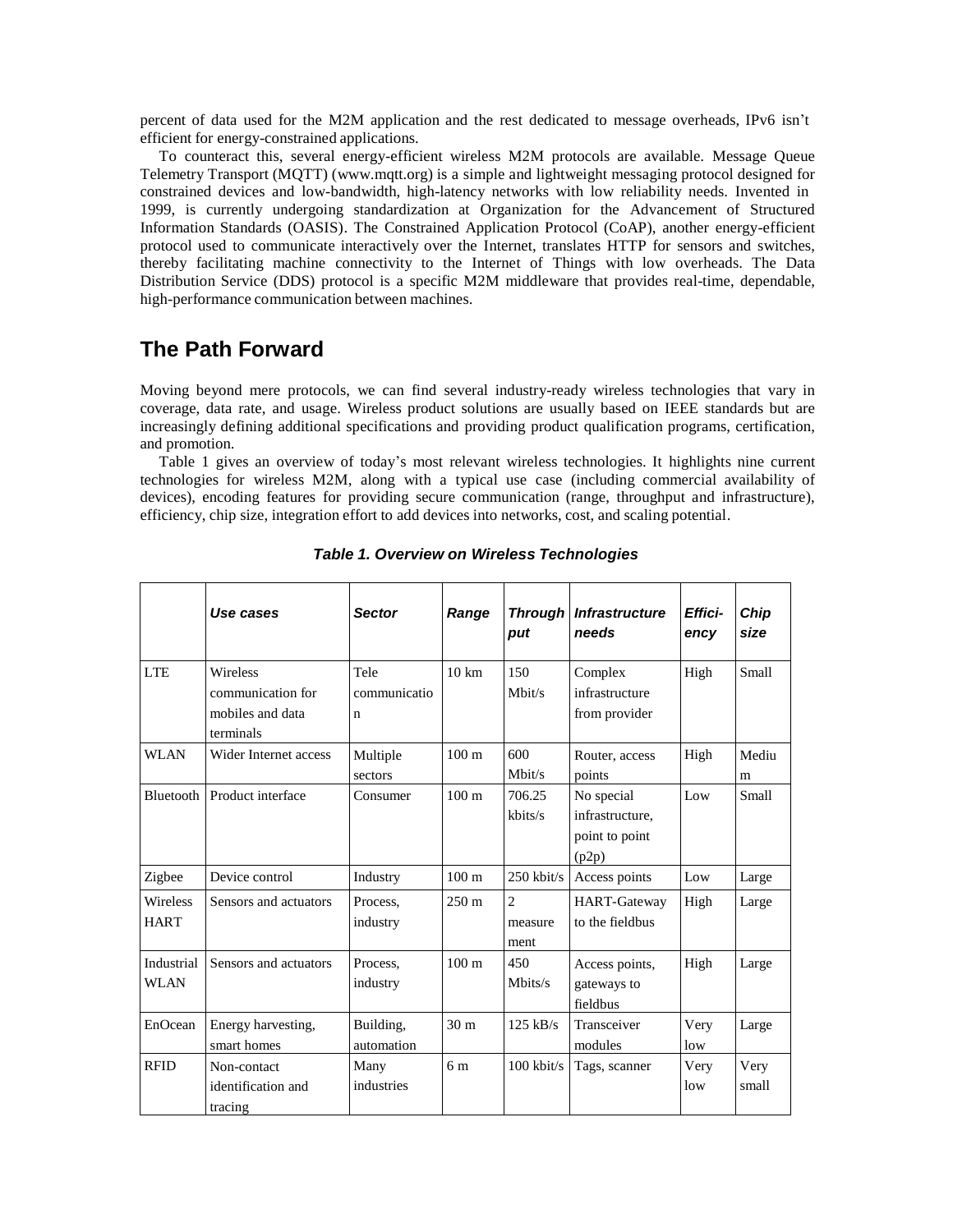percent of data used for the M2M application and the rest dedicated to message overheads, IPv6 isn't efficient for energy-constrained applications.

To counteract this, several energy-efficient wireless M2M protocols are available. Message Queue Telemetry Transport (MQTT) (www.mqtt.org) is a simple and lightweight messaging protocol designed for constrained devices and low-bandwidth, high-latency networks with low reliability needs. Invented in 1999, is currently undergoing standardization at Organization for the Advancement of Structured Information Standards (OASIS). The Constrained Application Protocol (CoAP), another energy-efficient protocol used to communicate interactively over the Internet, translates HTTP for sensors and switches, thereby facilitating machine connectivity to the Internet of Things with low overheads. The Data Distribution Service (DDS) protocol is a specific M2M middleware that provides real-time, dependable, high-performance communication between machines.

## The Path Forward

Moving beyond mere protocols, we can find several industry-ready wireless technologies that vary in coverage, data rate, and usage. Wireless product solutions are usually based on IEEE standards but are increasingly defining additional specifications and providing product qualification programs, certification, and promotion.

Table 1 gives an overview of today's most relevant wireless technologies. It highlights nine current technologies for wireless M2M, along with a typical use case (including commercial availability of devices), encoding features for providing secure communication (range, throughput and infrastructure), efficiency, chip size, integration effort to add devices into networks, cost, and scaling potential.

***Table 1. Overview on Wireless Technologies***

| | *Use cases* | *Sector* | *Range* | *Throughput* | *Infrastructure needs* | *Efficiency* | *Chip size* |
|---|---|---|---|---|---|---|---|
| LTE | Wireless communication for mobiles and data terminals | Telecommunication | 10 km | 150 Mbit/s | Complex infrastructure from provider | High | Small |
| WLAN | Wider Internet access | Multiple sectors | 100 m | 600 Mbit/s | Router, access points | High | Medium |
| Bluetooth | Product interface | Consumer | 100 m | 706.25 kbits/s | No special infrastructure, point to point (p2p) | Low | Small |
| Zigbee | Device control | Industry | 100 m | 250 kbit/s | Access points | Low | Large |
| Wireless HART | Sensors and actuators | Process, industry | 250 m | 2 measurement | HART-Gateway to the fieldbus | High | Large |
| Industrial WLAN | Sensors and actuators | Process, industry | 100 m | 450 Mbits/s | Access points, gateways to fieldbus | High | Large |
| EnOcean | Energy harvesting, smart homes | Building, automation | 30 m | 125 kB/s | Transceiver modules | Very low | Large |
| RFID | Non-contact identification and tracing | Many industries | 6 m | 100 kbit/s | Tags, scanner | Very low | Very small |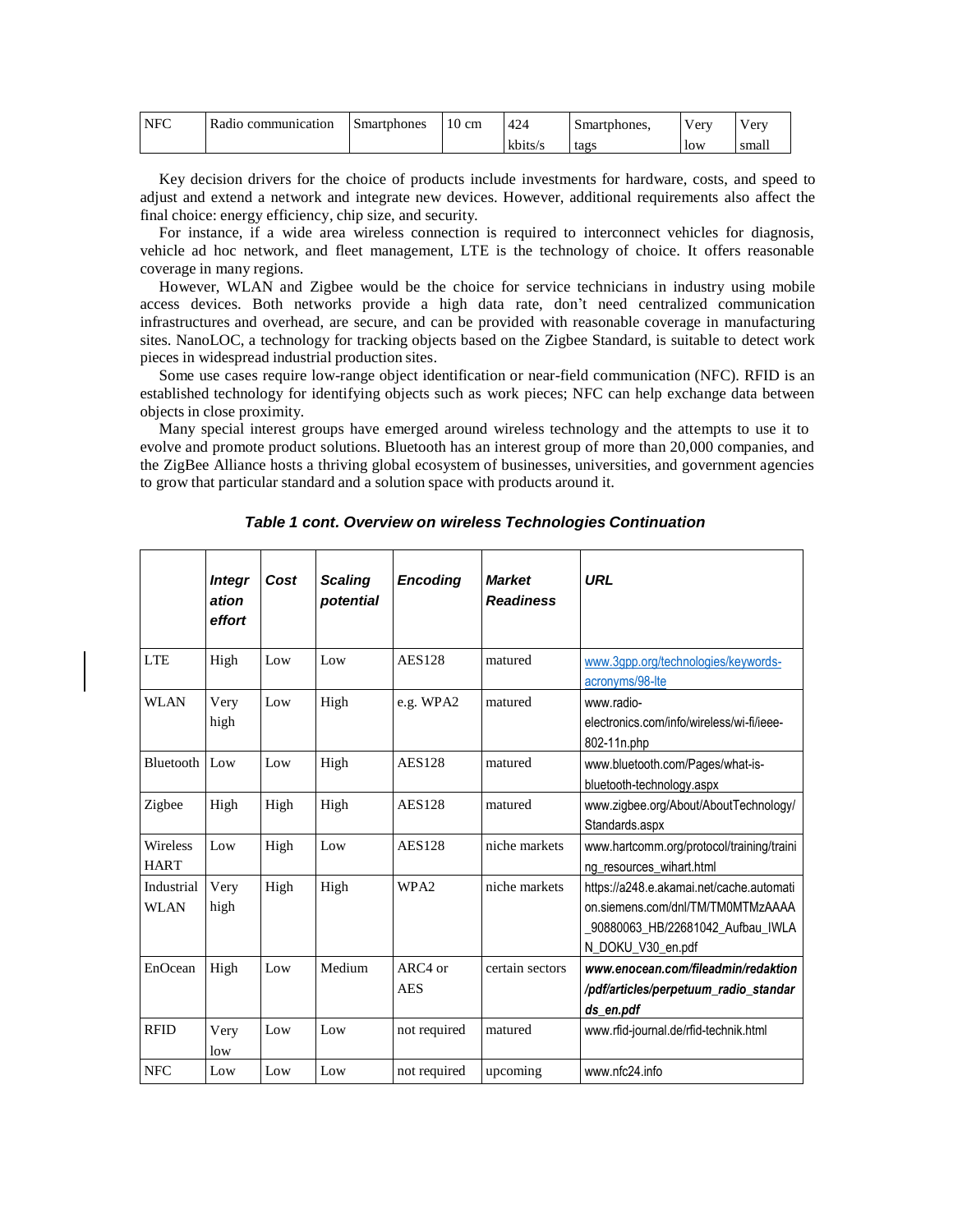| NFC | Radio communication | Smartphones | 10 cm | 424 kbits/s | Smartphones, tags | Very low | Very small |
|---|---|---|---|---|---|---|---|

Key decision drivers for the choice of products include investments for hardware, costs, and speed to adjust and extend a network and integrate new devices. However, additional requirements also affect the final choice: energy efficiency, chip size, and security.

For instance, if a wide area wireless connection is required to interconnect vehicles for diagnosis, vehicle ad hoc network, and fleet management, LTE is the technology of choice. It offers reasonable coverage in many regions.

However, WLAN and Zigbee would be the choice for service technicians in industry using mobile access devices. Both networks provide a high data rate, don't need centralized communication infrastructures and overhead, are secure, and can be provided with reasonable coverage in manufacturing sites. NanoLOC, a technology for tracking objects based on the Zigbee Standard, is suitable to detect work pieces in widespread industrial production sites.

Some use cases require low-range object identification or near-field communication (NFC). RFID is an established technology for identifying objects such as work pieces; NFC can help exchange data between objects in close proximity.

Many special interest groups have emerged around wireless technology and the attempts to use it to evolve and promote product solutions. Bluetooth has an interest group of more than 20,000 companies, and the ZigBee Alliance hosts a thriving global ecosystem of businesses, universities, and government agencies to grow that particular standard and a solution space with products around it.

***Table 1 cont. Overview on wireless Technologies Continuation***

| | ***Integration effort*** | ***Cost*** | ***Scaling potential*** | ***Encoding*** | ***Market Readiness*** | ***URL*** |
|---|---|---|---|---|---|---|
| LTE | High | Low | Low | AES128 | matured | www.3gpp.org/technologies/keywords-acronyms/98-lte |
| WLAN | Very high | Low | High | e.g. WPA2 | matured | www.radio-electronics.com/info/wireless/wi-fi/ieee-802-11n.php |
| Bluetooth | Low | Low | High | AES128 | matured | www.bluetooth.com/Pages/what-is-bluetooth-technology.aspx |
| Zigbee | High | High | High | AES128 | matured | www.zigbee.org/About/AboutTechnology/Standards.aspx |
| Wireless HART | Low | High | Low | AES128 | niche markets | www.hartcomm.org/protocol/training/training_resources_wihart.html |
| Industrial WLAN | Very high | High | High | WPA2 | niche markets | https://a248.e.akamai.net/cache.automation.siemens.com/dnl/TM/TM0MTMzAAAA_90880063_HB/22681042_Aufbau_IWLAN_DOKU_V30_en.pdf |
| EnOcean | High | Low | Medium | ARC4 or AES | certain sectors | ***www.enocean.com/fileadmin/redaktion/pdf/articles/perpetuum_radio_standards_en.pdf*** |
| RFID | Very low | Low | Low | not required | matured | www.rfid-journal.de/rfid-technik.html |
| NFC | Low | Low | Low | not required | upcoming | www.nfc24.info |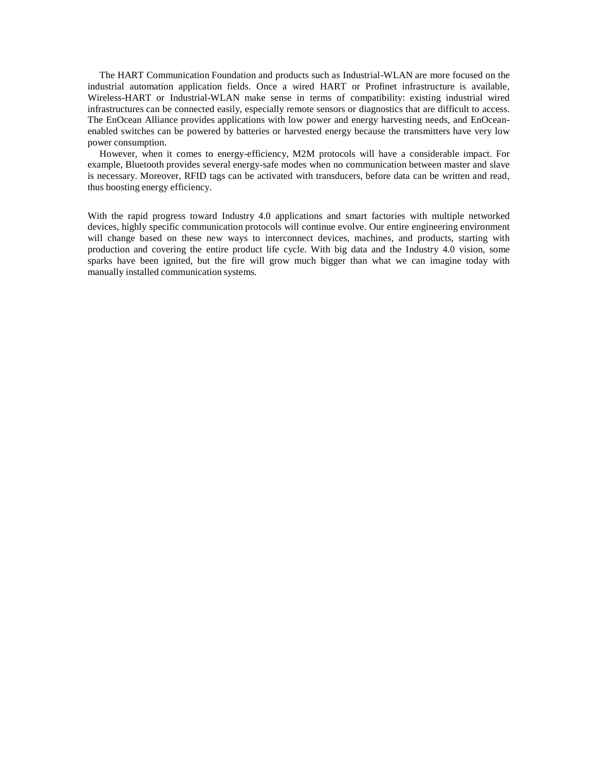The HART Communication Foundation and products such as Industrial-WLAN are more focused on the industrial automation application fields. Once a wired HART or Profinet infrastructure is available, Wireless-HART or Industrial-WLAN make sense in terms of compatibility: existing industrial wired infrastructures can be connected easily, especially remote sensors or diagnostics that are difficult to access. The EnOcean Alliance provides applications with low power and energy harvesting needs, and EnOcean-enabled switches can be powered by batteries or harvested energy because the transmitters have very low power consumption.

However, when it comes to energy-efficiency, M2M protocols will have a considerable impact. For example, Bluetooth provides several energy-safe modes when no communication between master and slave is necessary. Moreover, RFID tags can be activated with transducers, before data can be written and read, thus boosting energy efficiency.

With the rapid progress toward Industry 4.0 applications and smart factories with multiple networked devices, highly specific communication protocols will continue evolve. Our entire engineering environment will change based on these new ways to interconnect devices, machines, and products, starting with production and covering the entire product life cycle. With big data and the Industry 4.0 vision, some sparks have been ignited, but the fire will grow much bigger than what we can imagine today with manually installed communication systems.